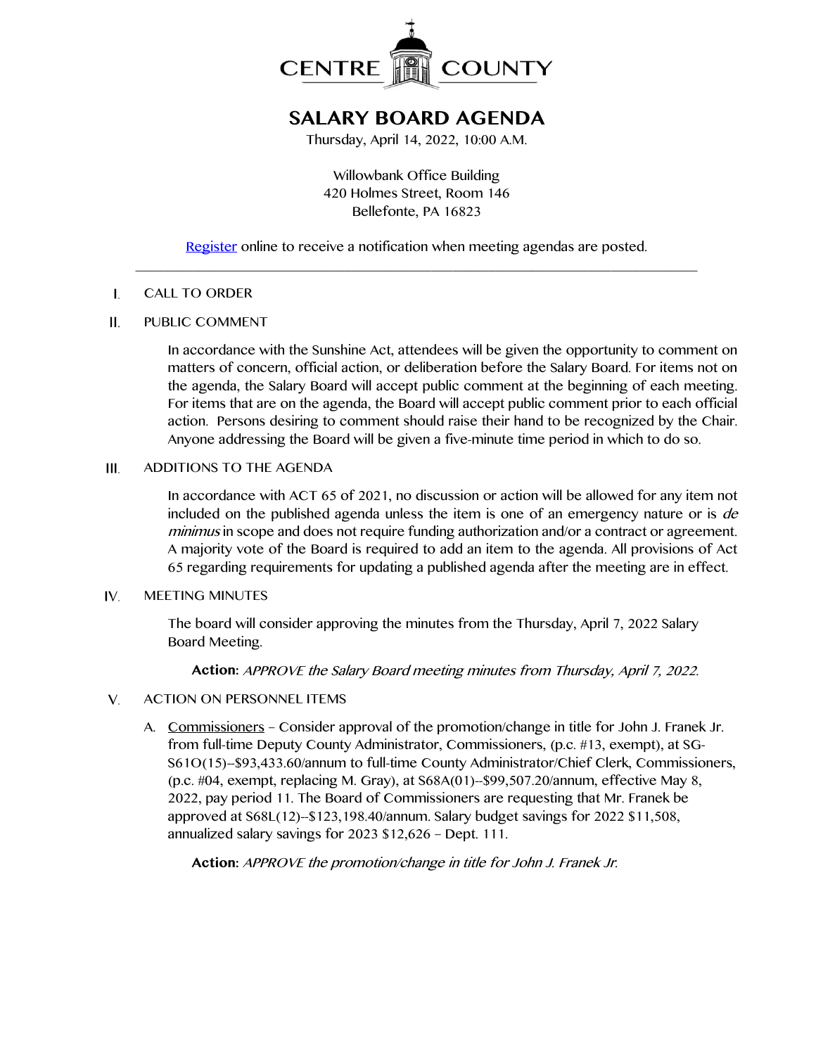# CENTRE COUNTY

## SALARY BOARD AGENDA

Thursday, April 14, 2022, 10:00 A.M.

Willowbank Office Building
420 Holmes Street, Room 146
Bellefonte, PA 16823

[Register](Register) online to receive a notification when meeting agendas are posted.

---

I. CALL TO ORDER

II. PUBLIC COMMENT

In accordance with the Sunshine Act, attendees will be given the opportunity to comment on matters of concern, official action, or deliberation before the Salary Board. For items not on the agenda, the Salary Board will accept public comment at the beginning of each meeting. For items that are on the agenda, the Board will accept public comment prior to each official action. Persons desiring to comment should raise their hand to be recognized by the Chair. Anyone addressing the Board will be given a five-minute time period in which to do so.

III. ADDITIONS TO THE AGENDA

In accordance with ACT 65 of 2021, no discussion or action will be allowed for any item not included on the published agenda unless the item is one of an emergency nature or is *de minimus* in scope and does not require funding authorization and/or a contract or agreement. A majority vote of the Board is required to add an item to the agenda. All provisions of Act 65 regarding requirements for updating a published agenda after the meeting are in effect.

IV. MEETING MINUTES

The board will consider approving the minutes from the Thursday, April 7, 2022 Salary Board Meeting.

**Action:** *APPROVE the Salary Board meeting minutes from Thursday, April 7, 2022.*

V. ACTION ON PERSONNEL ITEMS

A. Commissioners – Consider approval of the promotion/change in title for John J. Franek Jr. from full-time Deputy County Administrator, Commissioners, (p.c. #13, exempt), at SG-S61O(15)--$93,433.60/annum to full-time County Administrator/Chief Clerk, Commissioners, (p.c. #04, exempt, replacing M. Gray), at S68A(01)--$99,507.20/annum, effective May 8, 2022, pay period 11. The Board of Commissioners are requesting that Mr. Franek be approved at S68L(12)--$123,198.40/annum. Salary budget savings for 2022 $11,508, annualized salary savings for 2023 $12,626 – Dept. 111.

**Action:** *APPROVE the promotion/change in title for John J. Franek Jr.*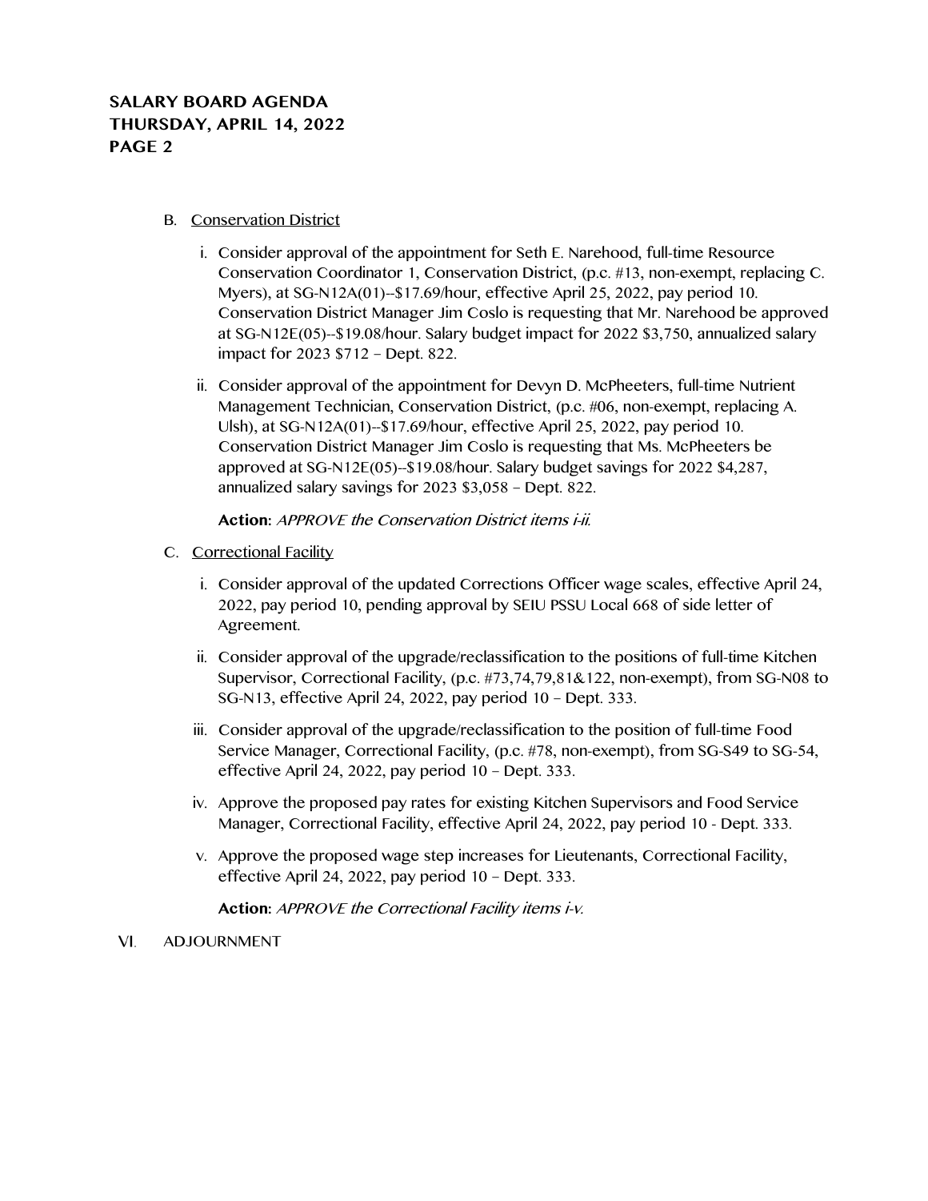B. Conservation District

i. Consider approval of the appointment for Seth E. Narehood, full-time Resource Conservation Coordinator 1, Conservation District, (p.c. #13, non-exempt, replacing C. Myers), at SG-N12A(01)--$17.69/hour, effective April 25, 2022, pay period 10. Conservation District Manager Jim Coslo is requesting that Mr. Narehood be approved at SG-N12E(05)--$19.08/hour. Salary budget impact for 2022 $3,750, annualized salary impact for 2023 $712 – Dept. 822.

ii. Consider approval of the appointment for Devyn D. McPheeters, full-time Nutrient Management Technician, Conservation District, (p.c. #06, non-exempt, replacing A. Ulsh), at SG-N12A(01)--$17.69/hour, effective April 25, 2022, pay period 10. Conservation District Manager Jim Coslo is requesting that Ms. McPheeters be approved at SG-N12E(05)--$19.08/hour. Salary budget savings for 2022 $4,287, annualized salary savings for 2023 $3,058 – Dept. 822.

**Action:** *APPROVE the Conservation District items i-ii.*

C. Correctional Facility

i. Consider approval of the updated Corrections Officer wage scales, effective April 24, 2022, pay period 10, pending approval by SEIU PSSU Local 668 of side letter of Agreement.

ii. Consider approval of the upgrade/reclassification to the positions of full-time Kitchen Supervisor, Correctional Facility, (p.c. #73,74,79,81&122, non-exempt), from SG-N08 to SG-N13, effective April 24, 2022, pay period 10 – Dept. 333.

iii. Consider approval of the upgrade/reclassification to the position of full-time Food Service Manager, Correctional Facility, (p.c. #78, non-exempt), from SG-S49 to SG-54, effective April 24, 2022, pay period 10 – Dept. 333.

iv. Approve the proposed pay rates for existing Kitchen Supervisors and Food Service Manager, Correctional Facility, effective April 24, 2022, pay period 10 - Dept. 333.

v. Approve the proposed wage step increases for Lieutenants, Correctional Facility, effective April 24, 2022, pay period 10 – Dept. 333.

**Action:** *APPROVE the Correctional Facility items i-v.*

VI. ADJOURNMENT